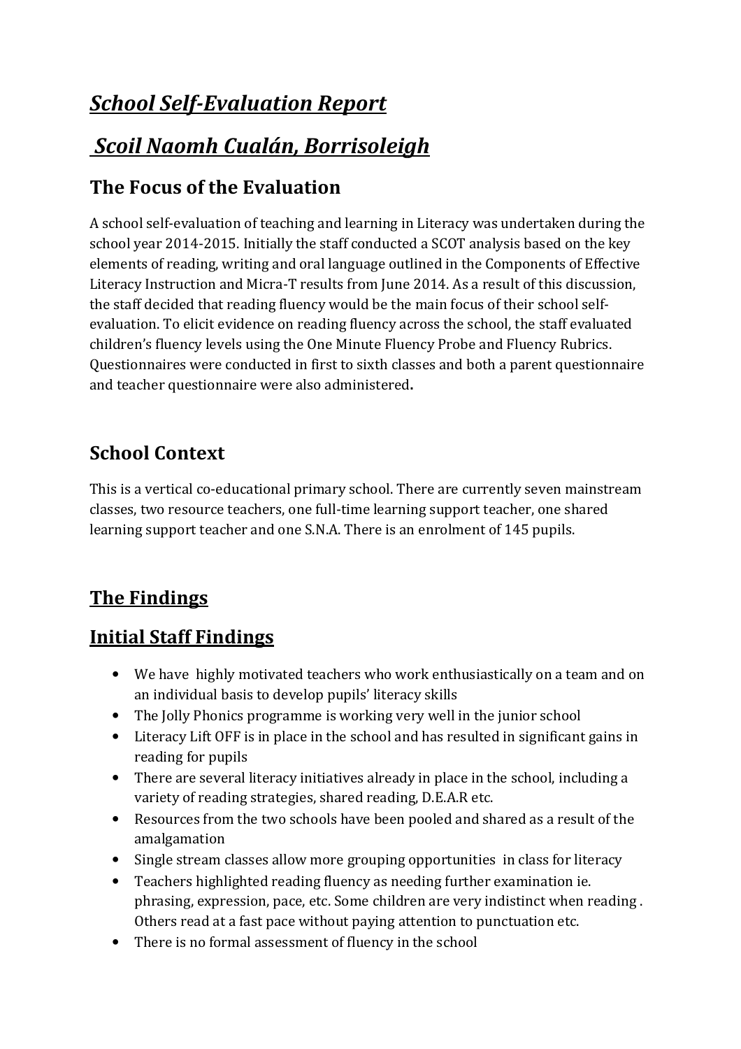# *School Self-Evaluation Report*

# *Scoil Naomh Cualán, Borrisoleigh*

## The Focus of the Evaluation

A school self-evaluation of teaching and learning in Literacy was undertaken during the school year 2014-2015. Initially the staff conducted a SCOT analysis based on the key elements of reading, writing and oral language outlined in the Components of Effective Literacy Instruction and Micra-T results from June 2014. As a result of this discussion, the staff decided that reading fluency would be the main focus of their school self-evaluation. To elicit evidence on reading fluency across the school, the staff evaluated children's fluency levels using the One Minute Fluency Probe and Fluency Rubrics. Questionnaires were conducted in first to sixth classes and both a parent questionnaire and teacher questionnaire were also administered**.**

## School Context

This is a vertical co-educational primary school. There are currently seven mainstream classes, two resource teachers, one full-time learning support teacher, one shared learning support teacher and one S.N.A. There is an enrolment of 145 pupils.

## The Findings

## Initial Staff Findings

- We have highly motivated teachers who work enthusiastically on a team and on an individual basis to develop pupils' literacy skills
- The Jolly Phonics programme is working very well in the junior school
- Literacy Lift OFF is in place in the school and has resulted in significant gains in reading for pupils
- There are several literacy initiatives already in place in the school, including a variety of reading strategies, shared reading, D.E.A.R etc.
- Resources from the two schools have been pooled and shared as a result of the amalgamation
- Single stream classes allow more grouping opportunities in class for literacy
- Teachers highlighted reading fluency as needing further examination ie. phrasing, expression, pace, etc. Some children are very indistinct when reading . Others read at a fast pace without paying attention to punctuation etc.
- There is no formal assessment of fluency in the school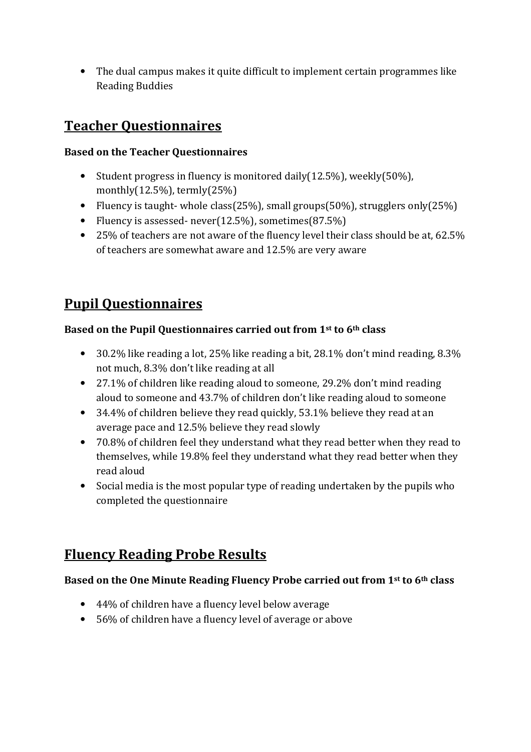- The dual campus makes it quite difficult to implement certain programmes like Reading Buddies

## Teacher Questionnaires

**Based on the Teacher Questionnaires**

- Student progress in fluency is monitored daily(12.5%), weekly(50%), monthly(12.5%), termly(25%)
- Fluency is taught- whole class(25%), small groups(50%), strugglers only(25%)
- Fluency is assessed- never(12.5%), sometimes(87.5%)
- 25% of teachers are not aware of the fluency level their class should be at, 62.5% of teachers are somewhat aware and 12.5% are very aware

## Pupil Questionnaires

**Based on the Pupil Questionnaires carried out from 1st to 6th class**

- 30.2% like reading a lot, 25% like reading a bit, 28.1% don't mind reading, 8.3% not much, 8.3% don't like reading at all
- 27.1% of children like reading aloud to someone, 29.2% don't mind reading aloud to someone and 43.7% of children don't like reading aloud to someone
- 34.4% of children believe they read quickly, 53.1% believe they read at an average pace and 12.5% believe they read slowly
- 70.8% of children feel they understand what they read better when they read to themselves, while 19.8% feel they understand what they read better when they read aloud
- Social media is the most popular type of reading undertaken by the pupils who completed the questionnaire

## Fluency Reading Probe Results

**Based on the One Minute Reading Fluency Probe carried out from 1st to 6th class**

- 44% of children have a fluency level below average
- 56% of children have a fluency level of average or above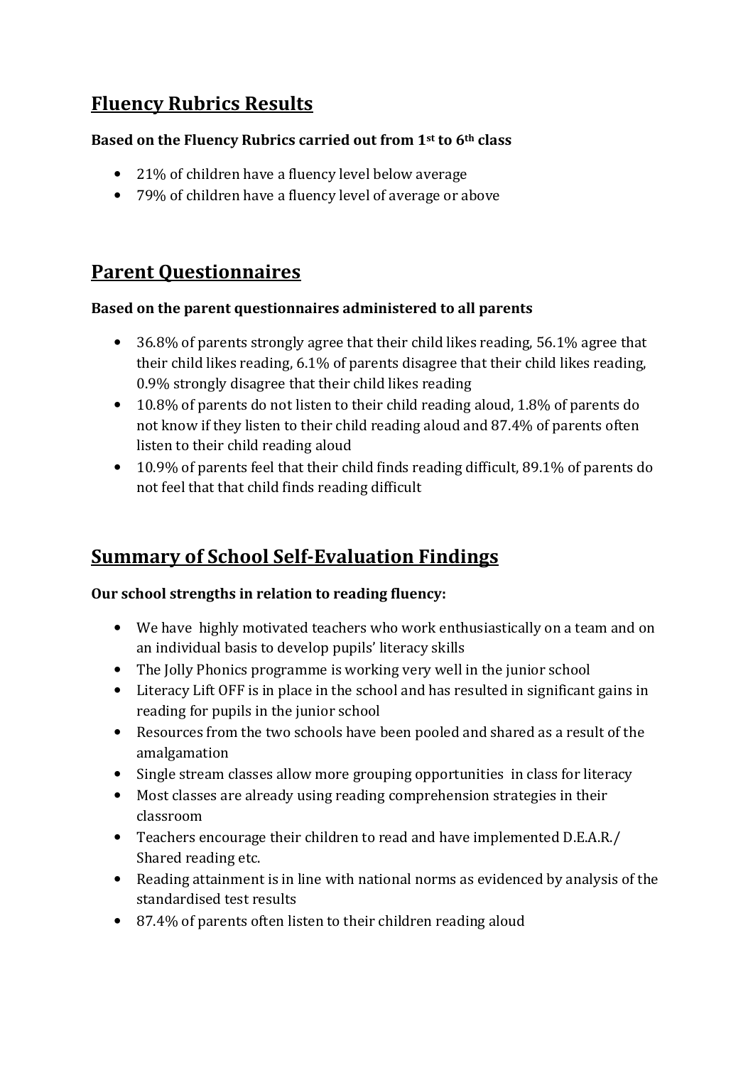## Fluency Rubrics Results

**Based on the Fluency Rubrics carried out from 1st to 6th class**

- 21% of children have a fluency level below average
- 79% of children have a fluency level of average or above

## Parent Questionnaires

**Based on the parent questionnaires administered to all parents**

- 36.8% of parents strongly agree that their child likes reading, 56.1% agree that their child likes reading, 6.1% of parents disagree that their child likes reading, 0.9% strongly disagree that their child likes reading
- 10.8% of parents do not listen to their child reading aloud, 1.8% of parents do not know if they listen to their child reading aloud and 87.4% of parents often listen to their child reading aloud
- 10.9% of parents feel that their child finds reading difficult, 89.1% of parents do not feel that that child finds reading difficult

## Summary of School Self-Evaluation Findings

**Our school strengths in relation to reading fluency:**

- We have highly motivated teachers who work enthusiastically on a team and on an individual basis to develop pupils' literacy skills
- The Jolly Phonics programme is working very well in the junior school
- Literacy Lift OFF is in place in the school and has resulted in significant gains in reading for pupils in the junior school
- Resources from the two schools have been pooled and shared as a result of the amalgamation
- Single stream classes allow more grouping opportunities in class for literacy
- Most classes are already using reading comprehension strategies in their classroom
- Teachers encourage their children to read and have implemented D.E.A.R./ Shared reading etc.
- Reading attainment is in line with national norms as evidenced by analysis of the standardised test results
- 87.4% of parents often listen to their children reading aloud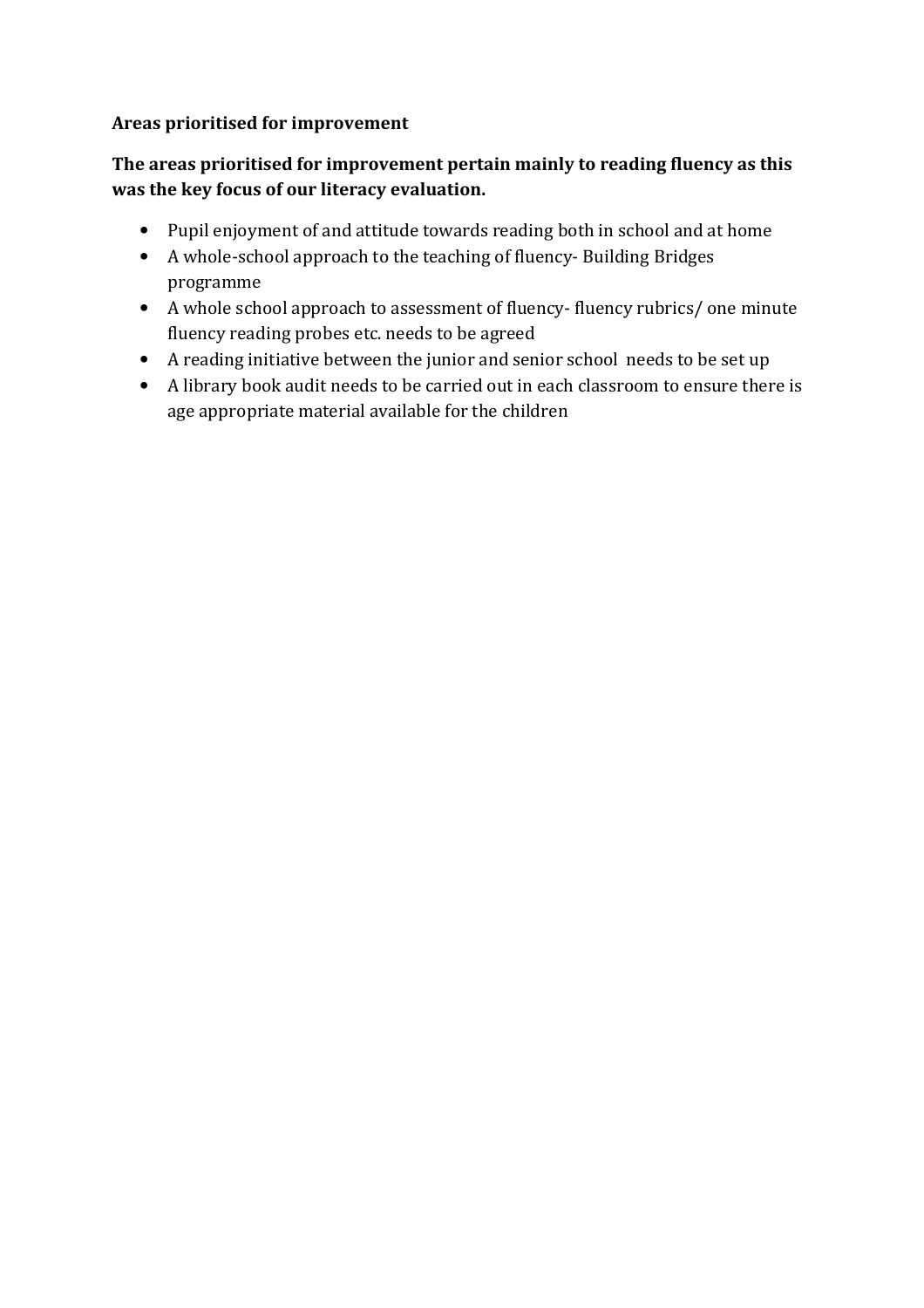**Areas prioritised for improvement**

**The areas prioritised for improvement pertain mainly to reading fluency as this was the key focus of our literacy evaluation.**

- Pupil enjoyment of and attitude towards reading both in school and at home
- A whole-school approach to the teaching of fluency- Building Bridges programme
- A whole school approach to assessment of fluency- fluency rubrics/ one minute fluency reading probes etc. needs to be agreed
- A reading initiative between the junior and senior school needs to be set up
- A library book audit needs to be carried out in each classroom to ensure there is age appropriate material available for the children